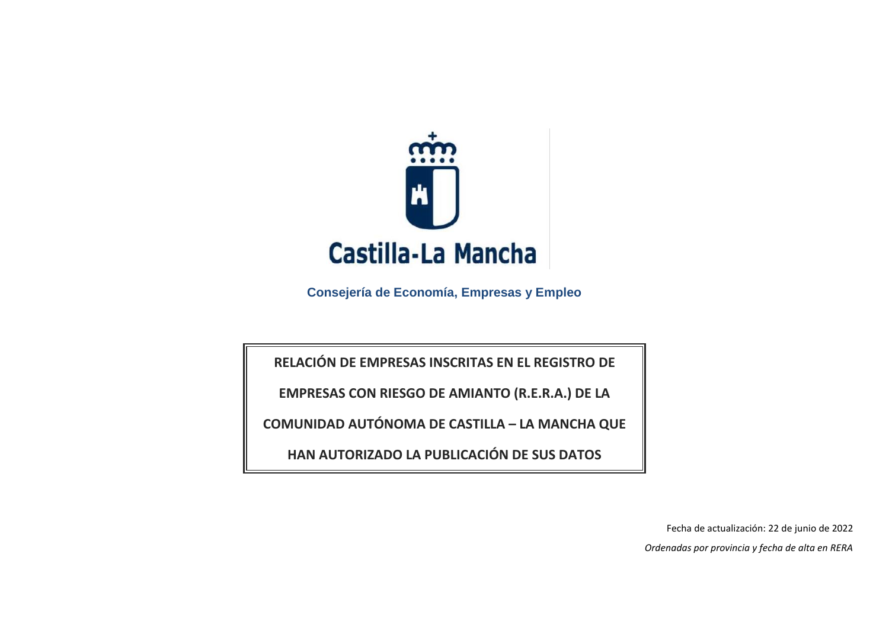Castilla-La Mancha

**Consejería de Economía, Empresas y Empleo**

# RELACIÓN DE EMPRESAS INSCRITAS EN EL REGISTRO DE EMPRESAS CON RIESGO DE AMIANTO (R.E.R.A.) DE LA COMUNIDAD AUTÓNOMA DE CASTILLA – LA MANCHA QUE HAN AUTORIZADO LA PUBLICACIÓN DE SUS DATOS

Fecha de actualización: 22 de junio de 2022

*Ordenadas por provincia y fecha de alta en RERA*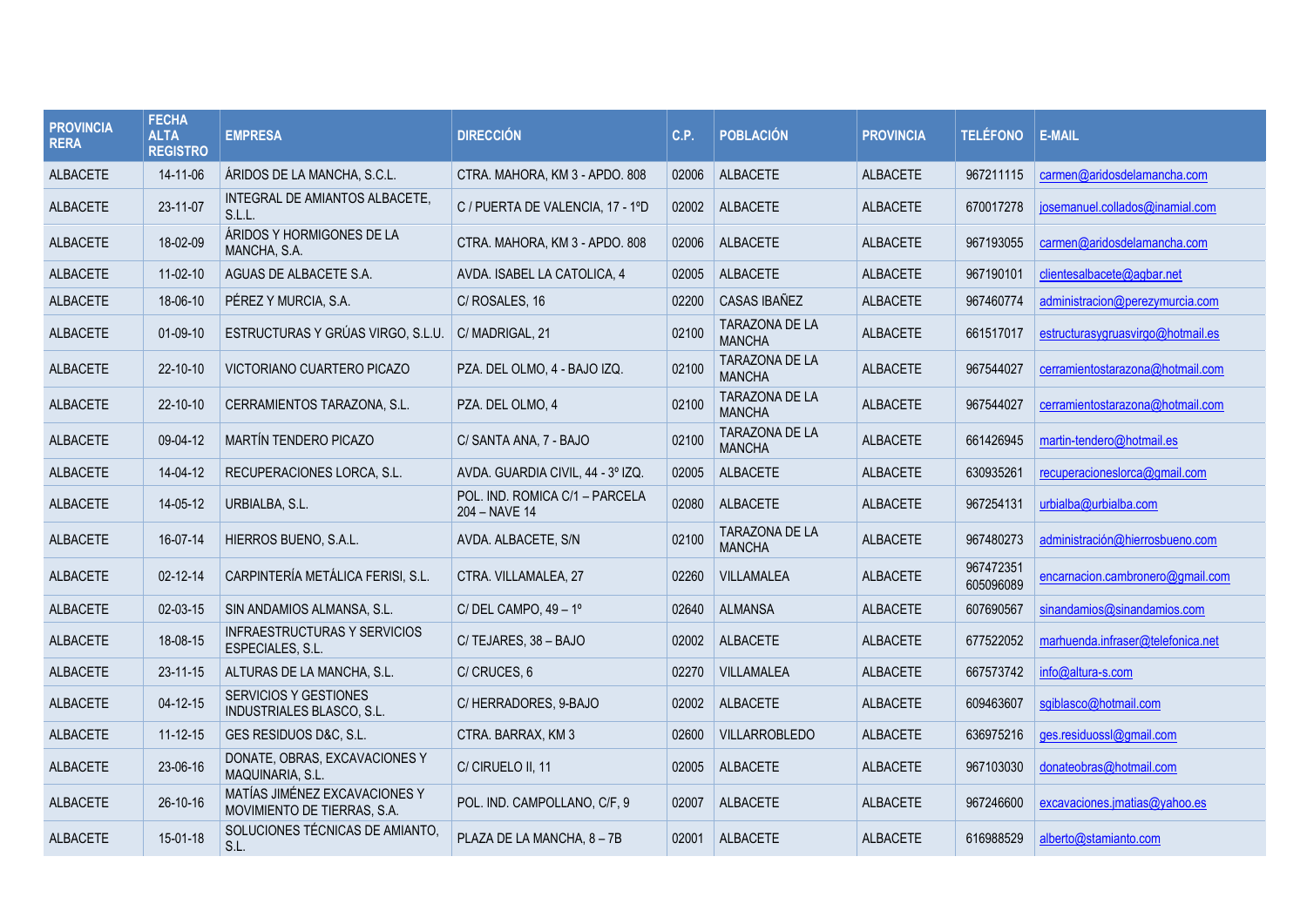| PROVINCIA RERA | FECHA ALTA REGISTRO | EMPRESA | DIRECCIÓN | C.P. | POBLACIÓN | PROVINCIA | TELÉFONO | E-MAIL |
|---|---|---|---|---|---|---|---|---|
| ALBACETE | 14-11-06 | ÁRIDOS DE LA MANCHA, S.C.L. | CTRA. MAHORA, KM 3 - APDO. 808 | 02006 | ALBACETE | ALBACETE | 967211115 | carmen@aridosdelamancha.com |
| ALBACETE | 23-11-07 | INTEGRAL DE AMIANTOS ALBACETE, S.L.L. | C / PUERTA DE VALENCIA, 17 - 1ºD | 02002 | ALBACETE | ALBACETE | 670017278 | josemanuel.collados@inamial.com |
| ALBACETE | 18-02-09 | ÁRIDOS Y HORMIGONES DE LA MANCHA, S.A. | CTRA. MAHORA, KM 3 - APDO. 808 | 02006 | ALBACETE | ALBACETE | 967193055 | carmen@aridosdelamancha.com |
| ALBACETE | 11-02-10 | AGUAS DE ALBACETE S.A. | AVDA. ISABEL LA CATOLICA, 4 | 02005 | ALBACETE | ALBACETE | 967190101 | clientesalbacete@agbar.net |
| ALBACETE | 18-06-10 | PÉREZ Y MURCIA, S.A. | C/ ROSALES, 16 | 02200 | CASAS IBAÑEZ | ALBACETE | 967460774 | administracion@perezymurcia.com |
| ALBACETE | 01-09-10 | ESTRUCTURAS Y GRÚAS VIRGO, S.L.U. | C/ MADRIGAL, 21 | 02100 | TARAZONA DE LA MANCHA | ALBACETE | 661517017 | estructurasygruasvirgo@hotmail.es |
| ALBACETE | 22-10-10 | VICTORIANO CUARTERO PICAZO | PZA. DEL OLMO, 4 - BAJO IZQ. | 02100 | TARAZONA DE LA MANCHA | ALBACETE | 967544027 | cerramientostarazona@hotmail.com |
| ALBACETE | 22-10-10 | CERRAMIENTOS TARAZONA, S.L. | PZA. DEL OLMO, 4 | 02100 | TARAZONA DE LA MANCHA | ALBACETE | 967544027 | cerramientostarazona@hotmail.com |
| ALBACETE | 09-04-12 | MARTÍN TENDERO PICAZO | C/ SANTA ANA, 7 - BAJO | 02100 | TARAZONA DE LA MANCHA | ALBACETE | 661426945 | martin-tendero@hotmail.es |
| ALBACETE | 14-04-12 | RECUPERACIONES LORCA, S.L. | AVDA. GUARDIA CIVIL, 44 - 3º IZQ. | 02005 | ALBACETE | ALBACETE | 630935261 | recuperacioneslorca@gmail.com |
| ALBACETE | 14-05-12 | URBIALBA, S.L. | POL. IND. ROMICA C/1 – PARCELA 204 – NAVE 14 | 02080 | ALBACETE | ALBACETE | 967254131 | urbialba@urbialba.com |
| ALBACETE | 16-07-14 | HIERROS BUENO, S.A.L. | AVDA. ALBACETE, S/N | 02100 | TARAZONA DE LA MANCHA | ALBACETE | 967480273 | administración@hierrosbueno.com |
| ALBACETE | 02-12-14 | CARPINTERÍA METÁLICA FERISI, S.L. | CTRA. VILLAMALEA, 27 | 02260 | VILLAMALEA | ALBACETE | 967472351 605096089 | encarnacion.cambronero@gmail.com |
| ALBACETE | 02-03-15 | SIN ANDAMIOS ALMANSA, S.L. | C/ DEL CAMPO, 49 – 1º | 02640 | ALMANSA | ALBACETE | 607690567 | sinandamios@sinandamios.com |
| ALBACETE | 18-08-15 | INFRAESTRUCTURAS Y SERVICIOS ESPECIALES, S.L. | C/ TEJARES, 38 – BAJO | 02002 | ALBACETE | ALBACETE | 677522052 | marhuenda.infraser@telefonica.net |
| ALBACETE | 23-11-15 | ALTURAS DE LA MANCHA, S.L. | C/ CRUCES, 6 | 02270 | VILLAMALEA | ALBACETE | 667573742 | info@altura-s.com |
| ALBACETE | 04-12-15 | SERVICIOS Y GESTIONES INDUSTRIALES BLASCO, S.L. | C/ HERRADORES, 9-BAJO | 02002 | ALBACETE | ALBACETE | 609463607 | sgiblasco@hotmail.com |
| ALBACETE | 11-12-15 | GES RESIDUOS D&C, S.L. | CTRA. BARRAX, KM 3 | 02600 | VILLARROBLEDO | ALBACETE | 636975216 | ges.residuossl@gmail.com |
| ALBACETE | 23-06-16 | DONATE, OBRAS, EXCAVACIONES Y MAQUINARIA, S.L. | C/ CIRUELO II, 11 | 02005 | ALBACETE | ALBACETE | 967103030 | donateobras@hotmail.com |
| ALBACETE | 26-10-16 | MATÍAS JIMÉNEZ EXCAVACIONES Y MOVIMIENTO DE TIERRAS, S.A. | POL. IND. CAMPOLLANO, C/F, 9 | 02007 | ALBACETE | ALBACETE | 967246600 | excavaciones.jmatias@yahoo.es |
| ALBACETE | 15-01-18 | SOLUCIONES TÉCNICAS DE AMIANTO, S.L. | PLAZA DE LA MANCHA, 8 – 7B | 02001 | ALBACETE | ALBACETE | 616988529 | alberto@stamianto.com |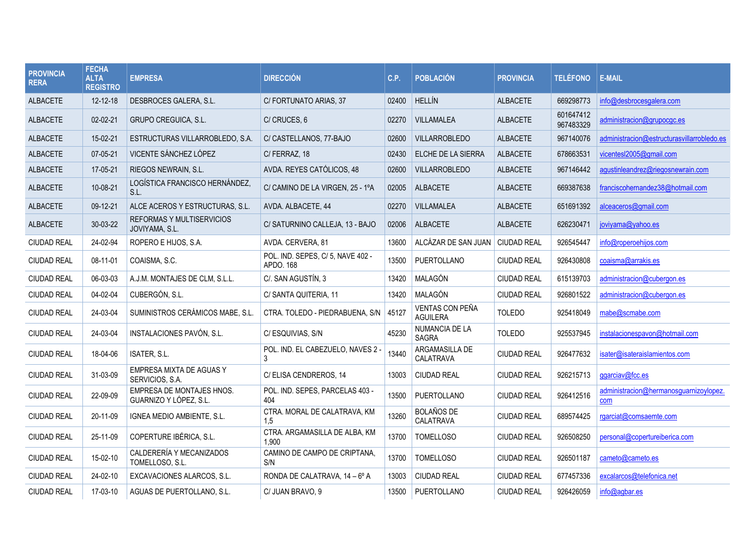| PROVINCIA RERA | FECHA ALTA REGISTRO | EMPRESA | DIRECCIÓN | C.P. | POBLACIÓN | PROVINCIA | TELÉFONO | E-MAIL |
|---|---|---|---|---|---|---|---|---|
| ALBACETE | 12-12-18 | DESBROCES GALERA, S.L. | C/ FORTUNATO ARIAS, 37 | 02400 | HELLÍN | ALBACETE | 669298773 | info@desbrocesgalera.com |
| ALBACETE | 02-02-21 | GRUPO CREGUICA, S.L. | C/ CRUCES, 6 | 02270 | VILLAMALEA | ALBACETE | 601647412 967483329 | administracion@grupocgc.es |
| ALBACETE | 15-02-21 | ESTRUCTURAS VILLARROBLEDO, S.A. | C/ CASTELLANOS, 77-BAJO | 02600 | VILLARROBLEDO | ALBACETE | 967140076 | administracion@estructurasvillarrobledo.es |
| ALBACETE | 07-05-21 | VICENTE SÁNCHEZ LÓPEZ | C/ FERRAZ, 18 | 02430 | ELCHE DE LA SIERRA | ALBACETE | 678663531 | vicentesl2005@gmail.com |
| ALBACETE | 17-05-21 | RIEGOS NEWRAIN, S.L. | AVDA. REYES CATÓLICOS, 48 | 02600 | VILLARROBLEDO | ALBACETE | 967146442 | agustinleandrez@riegosnewrain.com |
| ALBACETE | 10-08-21 | LOGÍSTICA FRANCISCO HERNÁNDEZ, S.L. | C/ CAMINO DE LA VIRGEN, 25 - 1ºA | 02005 | ALBACETE | ALBACETE | 669387638 | franciscohernandez38@hotmail.com |
| ALBACETE | 09-12-21 | ALCE ACEROS Y ESTRUCTURAS, S.L. | AVDA. ALBACETE, 44 | 02270 | VILLAMALEA | ALBACETE | 651691392 | alceaceros@gmail.com |
| ALBACETE | 30-03-22 | REFORMAS Y MULTISERVICIOS JOVIYAMA, S.L. | C/ SATURNINO CALLEJA, 13 - BAJO | 02006 | ALBACETE | ALBACETE | 626230471 | joviyama@yahoo.es |
| CIUDAD REAL | 24-02-94 | ROPERO E HIJOS, S.A. | AVDA. CERVERA, 81 | 13600 | ALCÁZAR DE SAN JUAN | CIUDAD REAL | 926545447 | info@roperoehijos.com |
| CIUDAD REAL | 08-11-01 | COAISMA, S.C. | POL. IND. SEPES, C/ 5, NAVE 402 - APDO. 168 | 13500 | PUERTOLLANO | CIUDAD REAL | 926430808 | coaisma@arrakis.es |
| CIUDAD REAL | 06-03-03 | A.J.M. MONTAJES DE CLM, S.L.L. | C/. SAN AGUSTÍN, 3 | 13420 | MALAGÓN | CIUDAD REAL | 615139703 | administracion@cubergon.es |
| CIUDAD REAL | 04-02-04 | CUBERGÓN, S.L. | C/ SANTA QUITERIA, 11 | 13420 | MALAGÓN | CIUDAD REAL | 926801522 | administracion@cubergon.es |
| CIUDAD REAL | 24-03-04 | SUMINISTROS CERÁMICOS MABE, S.L. | CTRA. TOLEDO - PIEDRABUENA, S/N | 45127 | VENTAS CON PEÑA AGUILERA | TOLEDO | 925418049 | mabe@scmabe.com |
| CIUDAD REAL | 24-03-04 | INSTALACIONES PAVÓN, S.L. | C/ ESQUIVIAS, S/N | 45230 | NUMANCIA DE LA SAGRA | TOLEDO | 925537945 | instalacionespavon@hotmail.com |
| CIUDAD REAL | 18-04-06 | ISATER, S.L. | POL. IND. EL CABEZUELO, NAVES 2 - 3 | 13440 | ARGAMASILLA DE CALATRAVA | CIUDAD REAL | 926477632 | isater@isateraislamientos.com |
| CIUDAD REAL | 31-03-09 | EMPRESA MIXTA DE AGUAS Y SERVICIOS, S.A. | C/ ELISA CENDREROS, 14 | 13003 | CIUDAD REAL | CIUDAD REAL | 926215713 | ggarciav@fcc.es |
| CIUDAD REAL | 22-09-09 | EMPRESA DE MONTAJES HNOS. GUARNIZO Y LÓPEZ, S.L. | POL. IND. SEPES, PARCELAS 403 - 404 | 13500 | PUERTOLLANO | CIUDAD REAL | 926412516 | administracion@hermanosguarnizoylopez.com |
| CIUDAD REAL | 20-11-09 | IGNEA MEDIO AMBIENTE, S.L. | CTRA. MORAL DE CALATRAVA, KM 1,5 | 13260 | BOLAÑOS DE CALATRAVA | CIUDAD REAL | 689574425 | rgarciat@comsaemte.com |
| CIUDAD REAL | 25-11-09 | COPERTURE IBÉRICA, S.L. | CTRA. ARGAMASILLA DE ALBA, KM 1,900 | 13700 | TOMELLOSO | CIUDAD REAL | 926508250 | personal@copertureiberica.com |
| CIUDAD REAL | 15-02-10 | CALDERERÍA Y MECANIZADOS TOMELLOSO, S.L. | CAMINO DE CAMPO DE CRIPTANA, S/N | 13700 | TOMELLOSO | CIUDAD REAL | 926501187 | cameto@cameto.es |
| CIUDAD REAL | 24-02-10 | EXCAVACIONES ALARCOS, S.L. | RONDA DE CALATRAVA, 14 – 6º A | 13003 | CIUDAD REAL | CIUDAD REAL | 677457336 | excalarcos@telefonica.net |
| CIUDAD REAL | 17-03-10 | AGUAS DE PUERTOLLANO, S.L. | C/ JUAN BRAVO, 9 | 13500 | PUERTOLLANO | CIUDAD REAL | 926426059 | info@agbar.es |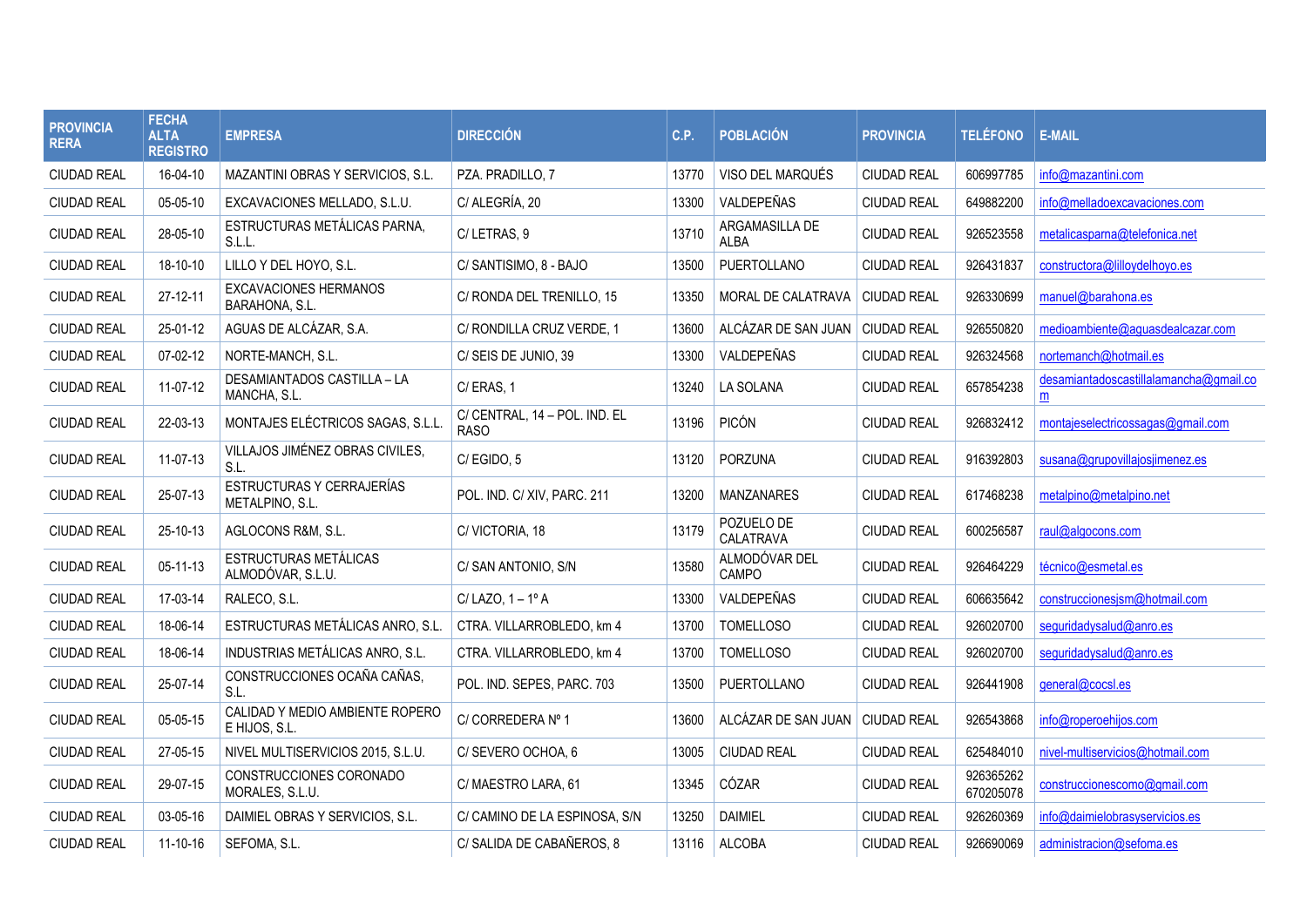| PROVINCIA RERA | FECHA ALTA REGISTRO | EMPRESA | DIRECCIÓN | C.P. | POBLACIÓN | PROVINCIA | TELÉFONO | E-MAIL |
|---|---|---|---|---|---|---|---|---|
| CIUDAD REAL | 16-04-10 | MAZANTINI OBRAS Y SERVICIOS, S.L. | PZA. PRADILLO, 7 | 13770 | VISO DEL MARQUÉS | CIUDAD REAL | 606997785 | info@mazantini.com |
| CIUDAD REAL | 05-05-10 | EXCAVACIONES MELLADO, S.L.U. | C/ ALEGRÍA, 20 | 13300 | VALDEPEÑAS | CIUDAD REAL | 649882200 | info@melladoexcavaciones.com |
| CIUDAD REAL | 28-05-10 | ESTRUCTURAS METÁLICAS PARNA, S.L.L. | C/ LETRAS, 9 | 13710 | ARGAMASILLA DE ALBA | CIUDAD REAL | 926523558 | metalicasparna@telefonica.net |
| CIUDAD REAL | 18-10-10 | LILLO Y DEL HOYO, S.L. | C/ SANTISIMO, 8 - BAJO | 13500 | PUERTOLLANO | CIUDAD REAL | 926431837 | constructora@lilloydelhoyo.es |
| CIUDAD REAL | 27-12-11 | EXCAVACIONES HERMANOS BARAHONA, S.L. | C/ RONDA DEL TRENILLO, 15 | 13350 | MORAL DE CALATRAVA | CIUDAD REAL | 926330699 | manuel@barahona.es |
| CIUDAD REAL | 25-01-12 | AGUAS DE ALCÁZAR, S.A. | C/ RONDILLA CRUZ VERDE, 1 | 13600 | ALCÁZAR DE SAN JUAN | CIUDAD REAL | 926550820 | medioambiente@aguasdealcazar.com |
| CIUDAD REAL | 07-02-12 | NORTE-MANCH, S.L. | C/ SEIS DE JUNIO, 39 | 13300 | VALDEPEÑAS | CIUDAD REAL | 926324568 | nortemanch@hotmail.es |
| CIUDAD REAL | 11-07-12 | DESAMIANTADOS CASTILLA – LA MANCHA, S.L. | C/ ERAS, 1 | 13240 | LA SOLANA | CIUDAD REAL | 657854238 | desamiantadoscastillalamancha@gmail.com |
| CIUDAD REAL | 22-03-13 | MONTAJES ELÉCTRICOS SAGAS, S.L.L. | C/ CENTRAL, 14 – POL. IND. EL RASO | 13196 | PICÓN | CIUDAD REAL | 926832412 | montajeselectricossagas@gmail.com |
| CIUDAD REAL | 11-07-13 | VILLAJOS JIMÉNEZ OBRAS CIVILES, S.L. | C/ EGIDO, 5 | 13120 | PORZUNA | CIUDAD REAL | 916392803 | susana@grupovillajosjimenez.es |
| CIUDAD REAL | 25-07-13 | ESTRUCTURAS Y CERRAJERÍAS METALPINO, S.L. | POL. IND. C/ XIV, PARC. 211 | 13200 | MANZANARES | CIUDAD REAL | 617468238 | metalpino@metalpino.net |
| CIUDAD REAL | 25-10-13 | AGLOCONS R&M, S.L. | C/ VICTORIA, 18 | 13179 | POZUELO DE CALATRAVA | CIUDAD REAL | 600256587 | raul@algocons.com |
| CIUDAD REAL | 05-11-13 | ESTRUCTURAS METÁLICAS ALMODÓVAR, S.L.U. | C/ SAN ANTONIO, S/N | 13580 | ALMODÓVAR DEL CAMPO | CIUDAD REAL | 926464229 | técnico@esmetal.es |
| CIUDAD REAL | 17-03-14 | RALECO, S.L. | C/ LAZO, 1 – 1º A | 13300 | VALDEPEÑAS | CIUDAD REAL | 606635642 | construccionesjsm@hotmail.com |
| CIUDAD REAL | 18-06-14 | ESTRUCTURAS METÁLICAS ANRO, S.L. | CTRA. VILLARROBLEDO, km 4 | 13700 | TOMELLOSO | CIUDAD REAL | 926020700 | seguridadysalud@anro.es |
| CIUDAD REAL | 18-06-14 | INDUSTRIAS METÁLICAS ANRO, S.L. | CTRA. VILLARROBLEDO, km 4 | 13700 | TOMELLOSO | CIUDAD REAL | 926020700 | seguridadysalud@anro.es |
| CIUDAD REAL | 25-07-14 | CONSTRUCCIONES OCAÑA CAÑAS, S.L. | POL. IND. SEPES, PARC. 703 | 13500 | PUERTOLLANO | CIUDAD REAL | 926441908 | general@cocsl.es |
| CIUDAD REAL | 05-05-15 | CALIDAD Y MEDIO AMBIENTE ROPERO E HIJOS, S.L. | C/ CORREDERA Nº 1 | 13600 | ALCÁZAR DE SAN JUAN | CIUDAD REAL | 926543868 | info@roperoehijos.com |
| CIUDAD REAL | 27-05-15 | NIVEL MULTISERVICIOS 2015, S.L.U. | C/ SEVERO OCHOA, 6 | 13005 | CIUDAD REAL | CIUDAD REAL | 625484010 | nivel-multiservicios@hotmail.com |
| CIUDAD REAL | 29-07-15 | CONSTRUCCIONES CORONADO MORALES, S.L.U. | C/ MAESTRO LARA, 61 | 13345 | CÓZAR | CIUDAD REAL | 926365262 670205078 | construccionescomo@gmail.com |
| CIUDAD REAL | 03-05-16 | DAIMIEL OBRAS Y SERVICIOS, S.L. | C/ CAMINO DE LA ESPINOSA, S/N | 13250 | DAIMIEL | CIUDAD REAL | 926260369 | info@daimielobrasyservicios.es |
| CIUDAD REAL | 11-10-16 | SEFOMA, S.L. | C/ SALIDA DE CABAÑEROS, 8 | 13116 | ALCOBA | CIUDAD REAL | 926690069 | administracion@sefoma.es |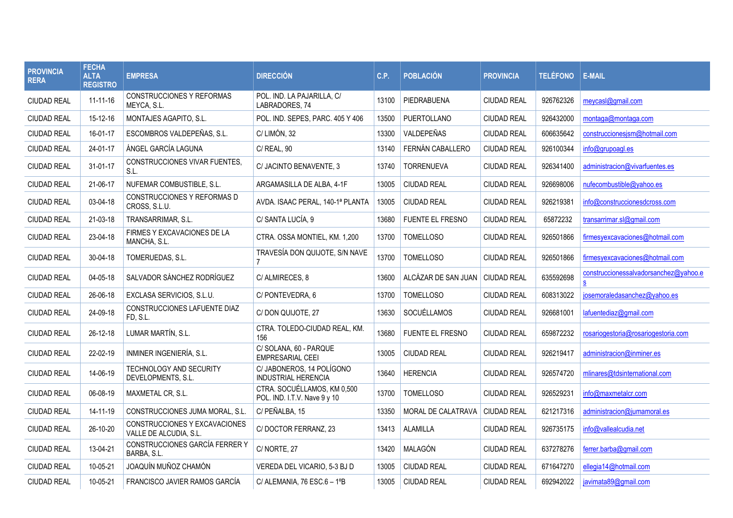| PROVINCIA RERA | FECHA ALTA REGISTRO | EMPRESA | DIRECCIÓN | C.P. | POBLACIÓN | PROVINCIA | TELÉFONO | E-MAIL |
|---|---|---|---|---|---|---|---|---|
| CIUDAD REAL | 11-11-16 | CONSTRUCCIONES Y REFORMAS MEYCA, S.L. | POL. IND. LA PAJARILLA, C/ LABRADORES, 74 | 13100 | PIEDRABUENA | CIUDAD REAL | 926762326 | meycasl@gmail.com |
| CIUDAD REAL | 15-12-16 | MONTAJES AGAPITO, S.L. | POL. IND. SEPES, PARC. 405 Y 406 | 13500 | PUERTOLLANO | CIUDAD REAL | 926432000 | montaga@montaga.com |
| CIUDAD REAL | 16-01-17 | ESCOMBROS VALDEPEÑAS, S.L. | C/ LIMÓN, 32 | 13300 | VALDEPEÑAS | CIUDAD REAL | 606635642 | construccionesjsm@hotmail.com |
| CIUDAD REAL | 24-01-17 | ÁNGEL GARCÍA LAGUNA | C/ REAL, 90 | 13140 | FERNÁN CABALLERO | CIUDAD REAL | 926100344 | info@grupoagl.es |
| CIUDAD REAL | 31-01-17 | CONSTRUCCIONES VIVAR FUENTES, S.L. | C/ JACINTO BENAVENTE, 3 | 13740 | TORRENUEVA | CIUDAD REAL | 926341400 | administracion@vivarfuentes.es |
| CIUDAD REAL | 21-06-17 | NUFEMAR COMBUSTIBLE, S.L. | ARGAMASILLA DE ALBA, 4-1F | 13005 | CIUDAD REAL | CIUDAD REAL | 926698006 | nufecombustible@yahoo.es |
| CIUDAD REAL | 03-04-18 | CONSTRUCCIONES Y REFORMAS D CROSS, S.L.U. | AVDA. ISAAC PERAL, 140-1ª PLANTA | 13005 | CIUDAD REAL | CIUDAD REAL | 926219381 | info@construccionesdcross.com |
| CIUDAD REAL | 21-03-18 | TRANSARRIMAR, S.L. | C/ SANTA LUCÍA, 9 | 13680 | FUENTE EL FRESNO | CIUDAD REAL | 65872232 | transarrimar.sl@gmail.com |
| CIUDAD REAL | 23-04-18 | FIRMES Y EXCAVACIONES DE LA MANCHA, S.L. | CTRA. OSSA MONTIEL, KM. 1,200 | 13700 | TOMELLOSO | CIUDAD REAL | 926501866 | firmesyexcavaciones@hotmail.com |
| CIUDAD REAL | 30-04-18 | TOMERUEDAS, S.L. | TRAVESÍA DON QUIJOTE, S/N NAVE 7 | 13700 | TOMELLOSO | CIUDAD REAL | 926501866 | firmesyexcavaciones@hotmail.com |
| CIUDAD REAL | 04-05-18 | SALVADOR SÁNCHEZ RODRÍGUEZ | C/ ALMIRECES, 8 | 13600 | ALCÁZAR DE SAN JUAN | CIUDAD REAL | 635592698 | construccionessalvadorsanchez@yahoo.es |
| CIUDAD REAL | 26-06-18 | EXCLASA SERVICIOS, S.L.U. | C/ PONTEVEDRA, 6 | 13700 | TOMELLOSO | CIUDAD REAL | 608313022 | josemoraledasanchez@yahoo.es |
| CIUDAD REAL | 24-09-18 | CONSTRUCCIONES LAFUENTE DIAZ FD, S.L. | C/ DON QUIJOTE, 27 | 13630 | SOCUÉLLAMOS | CIUDAD REAL | 926681001 | lafuentediaz@gmail.com |
| CIUDAD REAL | 26-12-18 | LUMAR MARTÍN, S.L. | CTRA. TOLEDO-CIUDAD REAL, KM. 156 | 13680 | FUENTE EL FRESNO | CIUDAD REAL | 659872232 | rosariogestoria@rosariogestoria.com |
| CIUDAD REAL | 22-02-19 | INMINER INGENIERÍA, S.L. | C/ SOLANA, 60 - PARQUE EMPRESARIAL CEEI | 13005 | CIUDAD REAL | CIUDAD REAL | 926219417 | administracion@inminer.es |
| CIUDAD REAL | 14-06-19 | TECHNOLOGY AND SECURITY DEVELOPMENTS, S.L. | C/ JABONEROS, 14 POLÍGONO INDUSTRIAL HERENCIA | 13640 | HERENCIA | CIUDAD REAL | 926574720 | mlinares@tdsinternational.com |
| CIUDAD REAL | 06-08-19 | MAXMETAL CR, S.L. | CTRA. SOCUÉLLAMOS, KM 0,500 POL. IND. I.T.V. Nave 9 y 10 | 13700 | TOMELLOSO | CIUDAD REAL | 926529231 | info@maxmetalcr.com |
| CIUDAD REAL | 14-11-19 | CONSTRUCCIONES JUMA MORAL, S.L. | C/ PEÑALBA, 15 | 13350 | MORAL DE CALATRAVA | CIUDAD REAL | 621217316 | administracion@jumamoral.es |
| CIUDAD REAL | 26-10-20 | CONSTRUCCIONES Y EXCAVACIONES VALLE DE ALCUDIA, S.L. | C/ DOCTOR FERRANZ, 23 | 13413 | ALAMILLA | CIUDAD REAL | 926735175 | info@vallealcudia.net |
| CIUDAD REAL | 13-04-21 | CONSTRUCCIONES GARCÍA FERRER Y BARBA, S.L. | C/ NORTE, 27 | 13420 | MALAGÓN | CIUDAD REAL | 637278276 | ferrer.barba@gmail.com |
| CIUDAD REAL | 10-05-21 | JOAQUÍN MUÑOZ CHAMÓN | VEREDA DEL VICARIO, 5-3 BJ D | 13005 | CIUDAD REAL | CIUDAD REAL | 671647270 | ellegia14@hotmail.com |
| CIUDAD REAL | 10-05-21 | FRANCISCO JAVIER RAMOS GARCÍA | C/ ALEMANIA, 76 ESC.6 – 1ºB | 13005 | CIUDAD REAL | CIUDAD REAL | 692942022 | javimata89@gmail.com |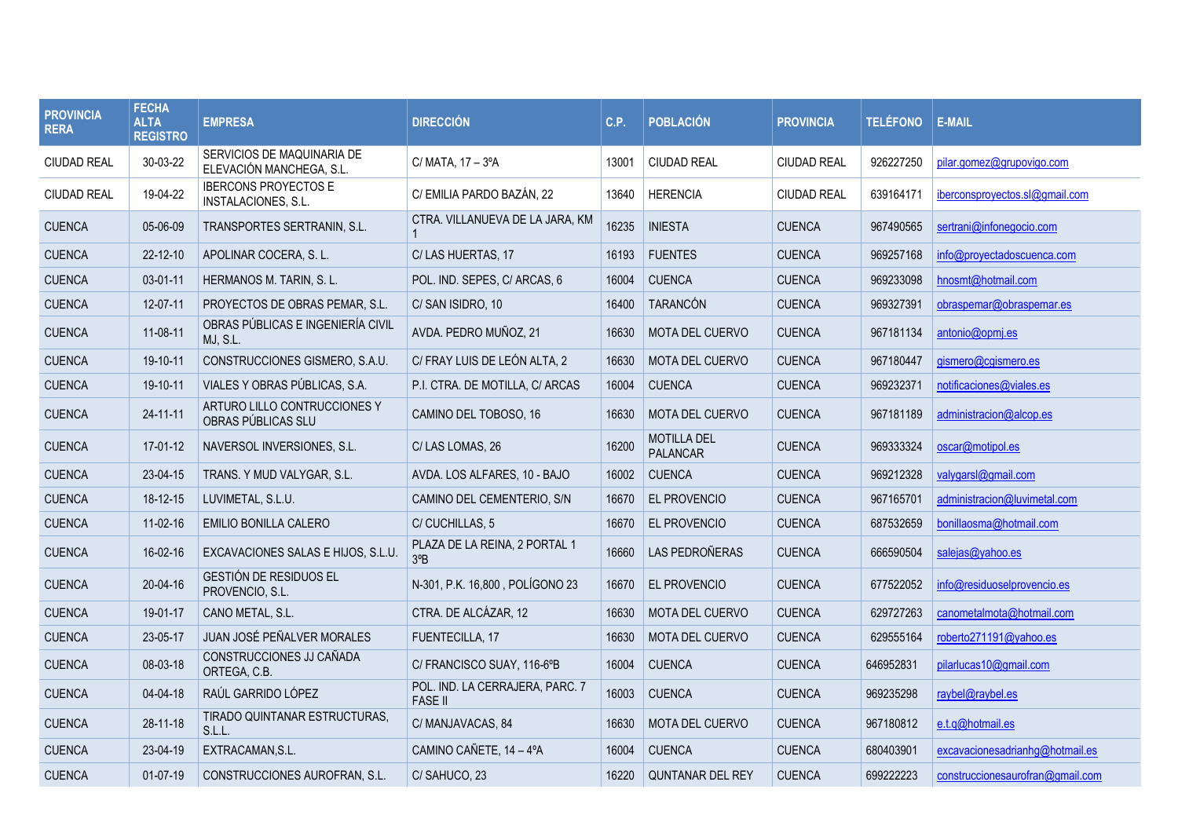| PROVINCIA RERA | FECHA ALTA REGISTRO | EMPRESA | DIRECCIÓN | C.P. | POBLACIÓN | PROVINCIA | TELÉFONO | E-MAIL |
|---|---|---|---|---|---|---|---|---|
| CIUDAD REAL | 30-03-22 | SERVICIOS DE MAQUINARIA DE ELEVACIÓN MANCHEGA, S.L. | C/ MATA, 17 – 3ºA | 13001 | CIUDAD REAL | CIUDAD REAL | 926227250 | pilar.gomez@grupovigo.com |
| CIUDAD REAL | 19-04-22 | IBERCONS PROYECTOS E INSTALACIONES, S.L. | C/ EMILIA PARDO BAZÁN, 22 | 13640 | HERENCIA | CIUDAD REAL | 639164171 | iberconsproyectos.sl@gmail.com |
| CUENCA | 05-06-09 | TRANSPORTES SERTRANIN, S.L. | CTRA. VILLANUEVA DE LA JARA, KM 1 | 16235 | INIESTA | CUENCA | 967490565 | sertrani@infonegocio.com |
| CUENCA | 22-12-10 | APOLINAR COCERA, S. L. | C/ LAS HUERTAS, 17 | 16193 | FUENTES | CUENCA | 969257168 | info@proyectadoscuenca.com |
| CUENCA | 03-01-11 | HERMANOS M. TARIN, S. L. | POL. IND. SEPES, C/ ARCAS, 6 | 16004 | CUENCA | CUENCA | 969233098 | hnosmt@hotmail.com |
| CUENCA | 12-07-11 | PROYECTOS DE OBRAS PEMAR, S.L. | C/ SAN ISIDRO, 10 | 16400 | TARANCÓN | CUENCA | 969327391 | obraspemar@obraspemar.es |
| CUENCA | 11-08-11 | OBRAS PÚBLICAS E INGENIERÍA CIVIL MJ, S.L. | AVDA. PEDRO MUÑOZ, 21 | 16630 | MOTA DEL CUERVO | CUENCA | 967181134 | antonio@opmj.es |
| CUENCA | 19-10-11 | CONSTRUCCIONES GISMERO, S.A.U. | C/ FRAY LUIS DE LEÓN ALTA, 2 | 16630 | MOTA DEL CUERVO | CUENCA | 967180447 | gismero@cgismero.es |
| CUENCA | 19-10-11 | VIALES Y OBRAS PÚBLICAS, S.A. | P.I. CTRA. DE MOTILLA, C/ ARCAS | 16004 | CUENCA | CUENCA | 969232371 | notificaciones@viales.es |
| CUENCA | 24-11-11 | ARTURO LILLO CONTRUCCIONES Y OBRAS PÚBLICAS SLU | CAMINO DEL TOBOSO, 16 | 16630 | MOTA DEL CUERVO | CUENCA | 967181189 | administracion@alcop.es |
| CUENCA | 17-01-12 | NAVERSOL INVERSIONES, S.L. | C/ LAS LOMAS, 26 | 16200 | MOTILLA DEL PALANCAR | CUENCA | 969333324 | oscar@motipol.es |
| CUENCA | 23-04-15 | TRANS. Y MUD VALYGAR, S.L. | AVDA. LOS ALFARES, 10 - BAJO | 16002 | CUENCA | CUENCA | 969212328 | valygarsl@gmail.com |
| CUENCA | 18-12-15 | LUVIMETAL, S.L.U. | CAMINO DEL CEMENTERIO, S/N | 16670 | EL PROVENCIO | CUENCA | 967165701 | administracion@luvimetal.com |
| CUENCA | 11-02-16 | EMILIO BONILLA CALERO | C/ CUCHILLAS, 5 | 16670 | EL PROVENCIO | CUENCA | 687532659 | bonillaosma@hotmail.com |
| CUENCA | 16-02-16 | EXCAVACIONES SALAS E HIJOS, S.L.U. | PLAZA DE LA REINA, 2 PORTAL 1 3ºB | 16660 | LAS PEDROÑERAS | CUENCA | 666590504 | salejas@yahoo.es |
| CUENCA | 20-04-16 | GESTIÓN DE RESIDUOS EL PROVENCIO, S.L. | N-301, P.K. 16,800 , POLÍGONO 23 | 16670 | EL PROVENCIO | CUENCA | 677522052 | info@residuoselprovencio.es |
| CUENCA | 19-01-17 | CANO METAL, S.L. | CTRA. DE ALCÁZAR, 12 | 16630 | MOTA DEL CUERVO | CUENCA | 629727263 | canometalmota@hotmail.com |
| CUENCA | 23-05-17 | JUAN JOSÉ PEÑALVER MORALES | FUENTECILLA, 17 | 16630 | MOTA DEL CUERVO | CUENCA | 629555164 | roberto271191@yahoo.es |
| CUENCA | 08-03-18 | CONSTRUCCIONES JJ CAÑADA ORTEGA, C.B. | C/ FRANCISCO SUAY, 116-6ºB | 16004 | CUENCA | CUENCA | 646952831 | pilarlucas10@gmail.com |
| CUENCA | 04-04-18 | RAÚL GARRIDO LÓPEZ | POL. IND. LA CERRAJERA, PARC. 7 FASE II | 16003 | CUENCA | CUENCA | 969235298 | raybel@raybel.es |
| CUENCA | 28-11-18 | TIRADO QUINTANAR ESTRUCTURAS, S.L.L. | C/ MANJAVACAS, 84 | 16630 | MOTA DEL CUERVO | CUENCA | 967180812 | e.t.q@hotmail.es |
| CUENCA | 23-04-19 | EXTRACAMAN,S.L. | CAMINO CAÑETE, 14 – 4ºA | 16004 | CUENCA | CUENCA | 680403901 | excavacionesadrianhg@hotmail.es |
| CUENCA | 01-07-19 | CONSTRUCCIONES AUROFRAN, S.L. | C/ SAHUCO, 23 | 16220 | QUNTANAR DEL REY | CUENCA | 699222223 | construccionesaurofran@gmail.com |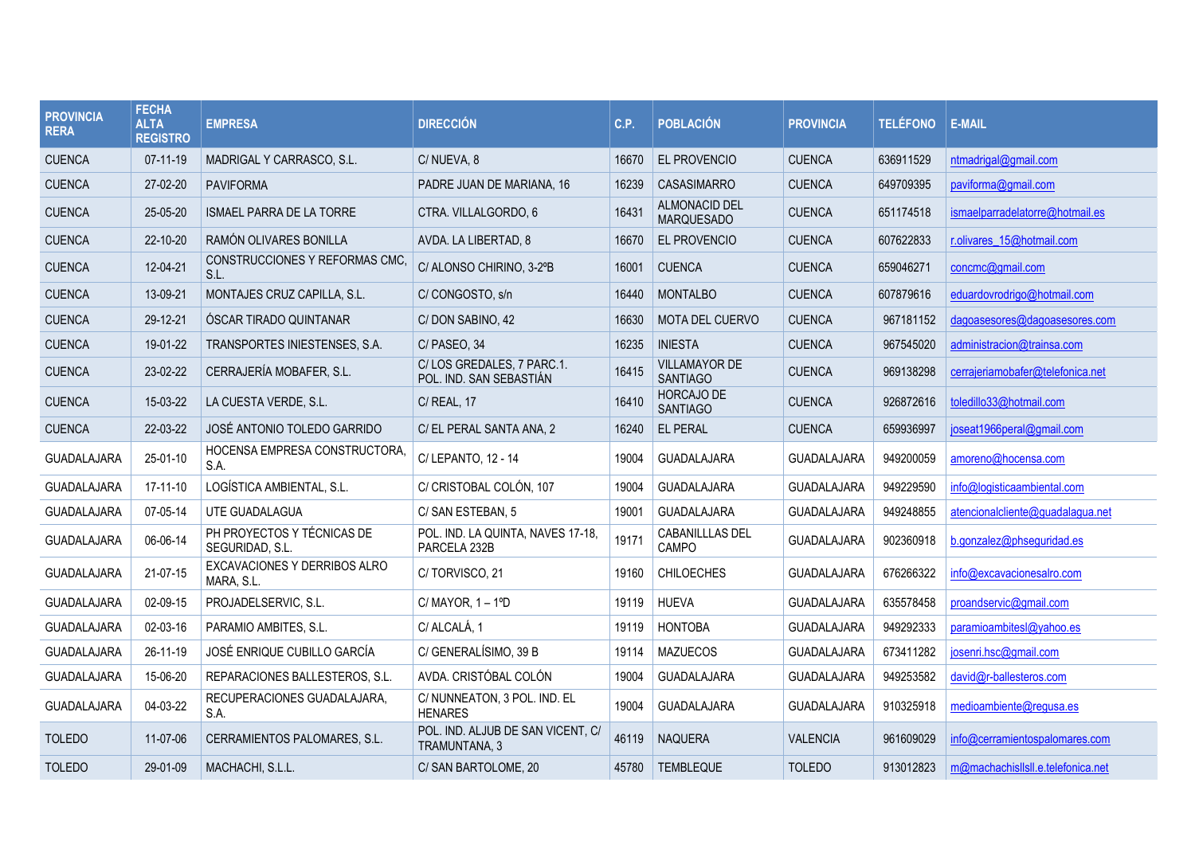| PROVINCIA RERA | FECHA ALTA REGISTRO | EMPRESA | DIRECCIÓN | C.P. | POBLACIÓN | PROVINCIA | TELÉFONO | E-MAIL |
|---|---|---|---|---|---|---|---|---|
| CUENCA | 07-11-19 | MADRIGAL Y CARRASCO, S.L. | C/ NUEVA, 8 | 16670 | EL PROVENCIO | CUENCA | 636911529 | ntmadrigal@gmail.com |
| CUENCA | 27-02-20 | PAVIFORMA | PADRE JUAN DE MARIANA, 16 | 16239 | CASASIMARRO | CUENCA | 649709395 | paviforma@gmail.com |
| CUENCA | 25-05-20 | ISMAEL PARRA DE LA TORRE | CTRA. VILLALGORDO, 6 | 16431 | ALMONACID DEL MARQUESADO | CUENCA | 651174518 | ismaelparradelatorre@hotmail.es |
| CUENCA | 22-10-20 | RAMÓN OLIVARES BONILLA | AVDA. LA LIBERTAD, 8 | 16670 | EL PROVENCIO | CUENCA | 607622833 | r.olivares_15@hotmail.com |
| CUENCA | 12-04-21 | CONSTRUCCIONES Y REFORMAS CMC, S.L. | C/ ALONSO CHIRINO, 3-2ºB | 16001 | CUENCA | CUENCA | 659046271 | concmc@gmail.com |
| CUENCA | 13-09-21 | MONTAJES CRUZ CAPILLA, S.L. | C/ CONGOSTO, s/n | 16440 | MONTALBO | CUENCA | 607879616 | eduardovrodrigo@hotmail.com |
| CUENCA | 29-12-21 | ÓSCAR TIRADO QUINTANAR | C/ DON SABINO, 42 | 16630 | MOTA DEL CUERVO | CUENCA | 967181152 | dagoasesores@dagoasesores.com |
| CUENCA | 19-01-22 | TRANSPORTES INIESTENSES, S.A. | C/ PASEO, 34 | 16235 | INIESTA | CUENCA | 967545020 | administracion@trainsa.com |
| CUENCA | 23-02-22 | CERRAJERÍA MOBAFER, S.L. | C/ LOS GREDALES, 7 PARC.1. POL. IND. SAN SEBASTIÁN | 16415 | VILLAMAYOR DE SANTIAGO | CUENCA | 969138298 | cerrajeriamobafer@telefonica.net |
| CUENCA | 15-03-22 | LA CUESTA VERDE, S.L. | C/ REAL, 17 | 16410 | HORCAJO DE SANTIAGO | CUENCA | 926872616 | toledillo33@hotmail.com |
| CUENCA | 22-03-22 | JOSÉ ANTONIO TOLEDO GARRIDO | C/ EL PERAL SANTA ANA, 2 | 16240 | EL PERAL | CUENCA | 659936997 | joseat1966peral@gmail.com |
| GUADALAJARA | 25-01-10 | HOCENSA EMPRESA CONSTRUCTORA, S.A. | C/ LEPANTO, 12 - 14 | 19004 | GUADALAJARA | GUADALAJARA | 949200059 | amoreno@hocensa.com |
| GUADALAJARA | 17-11-10 | LOGÍSTICA AMBIENTAL, S.L. | C/ CRISTOBAL COLÓN, 107 | 19004 | GUADALAJARA | GUADALAJARA | 949229590 | info@logisticaambiental.com |
| GUADALAJARA | 07-05-14 | UTE GUADALAGUA | C/ SAN ESTEBAN, 5 | 19001 | GUADALAJARA | GUADALAJARA | 949248855 | atencionalcliente@guadalagua.net |
| GUADALAJARA | 06-06-14 | PH PROYECTOS Y TÉCNICAS DE SEGURIDAD, S.L. | POL. IND. LA QUINTA, NAVES 17-18, PARCELA 232B | 19171 | CABANILLLAS DEL CAMPO | GUADALAJARA | 902360918 | b.gonzalez@phseguridad.es |
| GUADALAJARA | 21-07-15 | EXCAVACIONES Y DERRIBOS ALRO MARA, S.L. | C/ TORVISCO, 21 | 19160 | CHILOECHES | GUADALAJARA | 676266322 | info@excavacionesalro.com |
| GUADALAJARA | 02-09-15 | PROJADELSERVIC, S.L. | C/ MAYOR, 1 – 1ºD | 19119 | HUEVA | GUADALAJARA | 635578458 | proandservic@gmail.com |
| GUADALAJARA | 02-03-16 | PARAMIO AMBITES, S.L. | C/ ALCALÁ, 1 | 19119 | HONTOBA | GUADALAJARA | 949292333 | paramioambitesl@yahoo.es |
| GUADALAJARA | 26-11-19 | JOSÉ ENRIQUE CUBILLO GARCÍA | C/ GENERALÍSIMO, 39 B | 19114 | MAZUECOS | GUADALAJARA | 673411282 | josenri.hsc@gmail.com |
| GUADALAJARA | 15-06-20 | REPARACIONES BALLESTEROS, S.L. | AVDA. CRISTÓBAL COLÓN | 19004 | GUADALAJARA | GUADALAJARA | 949253582 | david@r-ballesteros.com |
| GUADALAJARA | 04-03-22 | RECUPERACIONES GUADALAJARA, S.A. | C/ NUNNEATON, 3 POL. IND. EL HENARES | 19004 | GUADALAJARA | GUADALAJARA | 910325918 | medioambiente@regusa.es |
| TOLEDO | 11-07-06 | CERRAMIENTOS PALOMARES, S.L. | POL. IND. ALJUB DE SAN VICENT, C/ TRAMUNTANA, 3 | 46119 | NAQUERA | VALENCIA | 961609029 | info@cerramientospalomares.com |
| TOLEDO | 29-01-09 | MACHACHI, S.L.L. | C/ SAN BARTOLOME, 20 | 45780 | TEMBLEQUE | TOLEDO | 913012823 | m@machachislllsll.e.telefonica.net |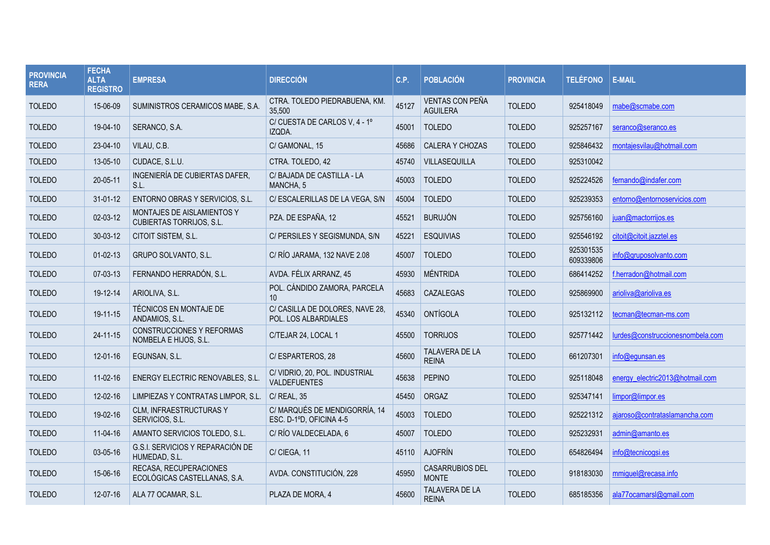| PROVINCIA RERA | FECHA ALTA REGISTRO | EMPRESA | DIRECCIÓN | C.P. | POBLACIÓN | PROVINCIA | TELÉFONO | E-MAIL |
|---|---|---|---|---|---|---|---|---|
| TOLEDO | 15-06-09 | SUMINISTROS CERAMICOS MABE, S.A. | CTRA. TOLEDO PIEDRABUENA, KM. 35,500 | 45127 | VENTAS CON PEÑA AGUILERA | TOLEDO | 925418049 | mabe@scmabe.com |
| TOLEDO | 19-04-10 | SERANCO, S.A. | C/ CUESTA DE CARLOS V, 4 - 1º IZQDA. | 45001 | TOLEDO | TOLEDO | 925257167 | seranco@seranco.es |
| TOLEDO | 23-04-10 | VILAU, C.B. | C/ GAMONAL, 15 | 45686 | CALERA Y CHOZAS | TOLEDO | 925846432 | montajesvilau@hotmail.com |
| TOLEDO | 13-05-10 | CUDACE, S.L.U. | CTRA. TOLEDO, 42 | 45740 | VILLASEQUILLA | TOLEDO | 925310042 | |
| TOLEDO | 20-05-11 | INGENIERÍA DE CUBIERTAS DAFER, S.L. | C/ BAJADA DE CASTILLA - LA MANCHA, 5 | 45003 | TOLEDO | TOLEDO | 925224526 | fernando@indafer.com |
| TOLEDO | 31-01-12 | ENTORNO OBRAS Y SERVICIOS, S.L. | C/ ESCALERILLAS DE LA VEGA, S/N | 45004 | TOLEDO | TOLEDO | 925239353 | entorno@entornoservicios.com |
| TOLEDO | 02-03-12 | MONTAJES DE AISLAMIENTOS Y CUBIERTAS TORRIJOS, S.L. | PZA. DE ESPAÑA, 12 | 45521 | BURUJÓN | TOLEDO | 925756160 | juan@mactorrijos.es |
| TOLEDO | 30-03-12 | CITOIT SISTEM, S.L. | C/ PERSILES Y SEGISMUNDA, S/N | 45221 | ESQUIVIAS | TOLEDO | 925546192 | citoit@citoit.jazztel.es |
| TOLEDO | 01-02-13 | GRUPO SOLVANTO, S.L. | C/ RÍO JARAMA, 132 NAVE 2.08 | 45007 | TOLEDO | TOLEDO | 925301535 609339806 | info@gruposolvanto.com |
| TOLEDO | 07-03-13 | FERNANDO HERRADÓN, S.L. | AVDA. FÉLIX ARRANZ, 45 | 45930 | MÉNTRIDA | TOLEDO | 686414252 | f.herradon@hotmail.com |
| TOLEDO | 19-12-14 | ARIOLIVA, S.L. | POL. CÁNDIDO ZAMORA, PARCELA 10 | 45683 | CAZALEGAS | TOLEDO | 925869900 | arioliva@arioliva.es |
| TOLEDO | 19-11-15 | TÉCNICOS EN MONTAJE DE ANDAMIOS, S.L. | C/ CASILLA DE DOLORES, NAVE 28, POL. LOS ALBARDIALES | 45340 | ONTÍGOLA | TOLEDO | 925132112 | tecman@tecman-ms.com |
| TOLEDO | 24-11-15 | CONSTRUCCIONES Y REFORMAS NOMBELA E HIJOS, S.L. | C/TEJAR 24, LOCAL 1 | 45500 | TORRIJOS | TOLEDO | 925771442 | lurdes@construccionesnombela.com |
| TOLEDO | 12-01-16 | EGUNSAN, S.L. | C/ ESPARTEROS, 28 | 45600 | TALAVERA DE LA REINA | TOLEDO | 661207301 | info@egunsan.es |
| TOLEDO | 11-02-16 | ENERGY ELECTRIC RENOVABLES, S.L. | C/ VIDRIO, 20, POL. INDUSTRIAL VALDEFUENTES | 45638 | PEPINO | TOLEDO | 925118048 | energy_electric2013@hotmail.com |
| TOLEDO | 12-02-16 | LIMPIEZAS Y CONTRATAS LIMPOR, S.L. | C/ REAL, 35 | 45450 | ORGAZ | TOLEDO | 925347141 | limpor@limpor.es |
| TOLEDO | 19-02-16 | CLM, INFRAESTRUCTURAS Y SERVICIOS, S.L. | C/ MARQUÉS DE MENDIGORRÍA, 14 ESC. D-1ºD, OFICINA 4-5 | 45003 | TOLEDO | TOLEDO | 925221312 | ajaroso@contrataslamancha.com |
| TOLEDO | 11-04-16 | AMANTO SERVICIOS TOLEDO, S.L. | C/ RÍO VALDECELADA, 6 | 45007 | TOLEDO | TOLEDO | 925232931 | admin@amanto.es |
| TOLEDO | 03-05-16 | G.S.I. SERVICIOS Y REPARACIÓN DE HUMEDAD, S.L. | C/ CIEGA, 11 | 45110 | AJOFRÍN | TOLEDO | 654826494 | info@tecnicogsi.es |
| TOLEDO | 15-06-16 | RECASA, RECUPERACIONES ECOLÓGICAS CASTELLANAS, S.A. | AVDA. CONSTITUCIÓN, 228 | 45950 | CASARRUBIOS DEL MONTE | TOLEDO | 918183030 | mmiguel@recasa.info |
| TOLEDO | 12-07-16 | ALA 77 OCAMAR, S.L. | PLAZA DE MORA, 4 | 45600 | TALAVERA DE LA REINA | TOLEDO | 685185356 | ala77ocamarsl@gmail.com |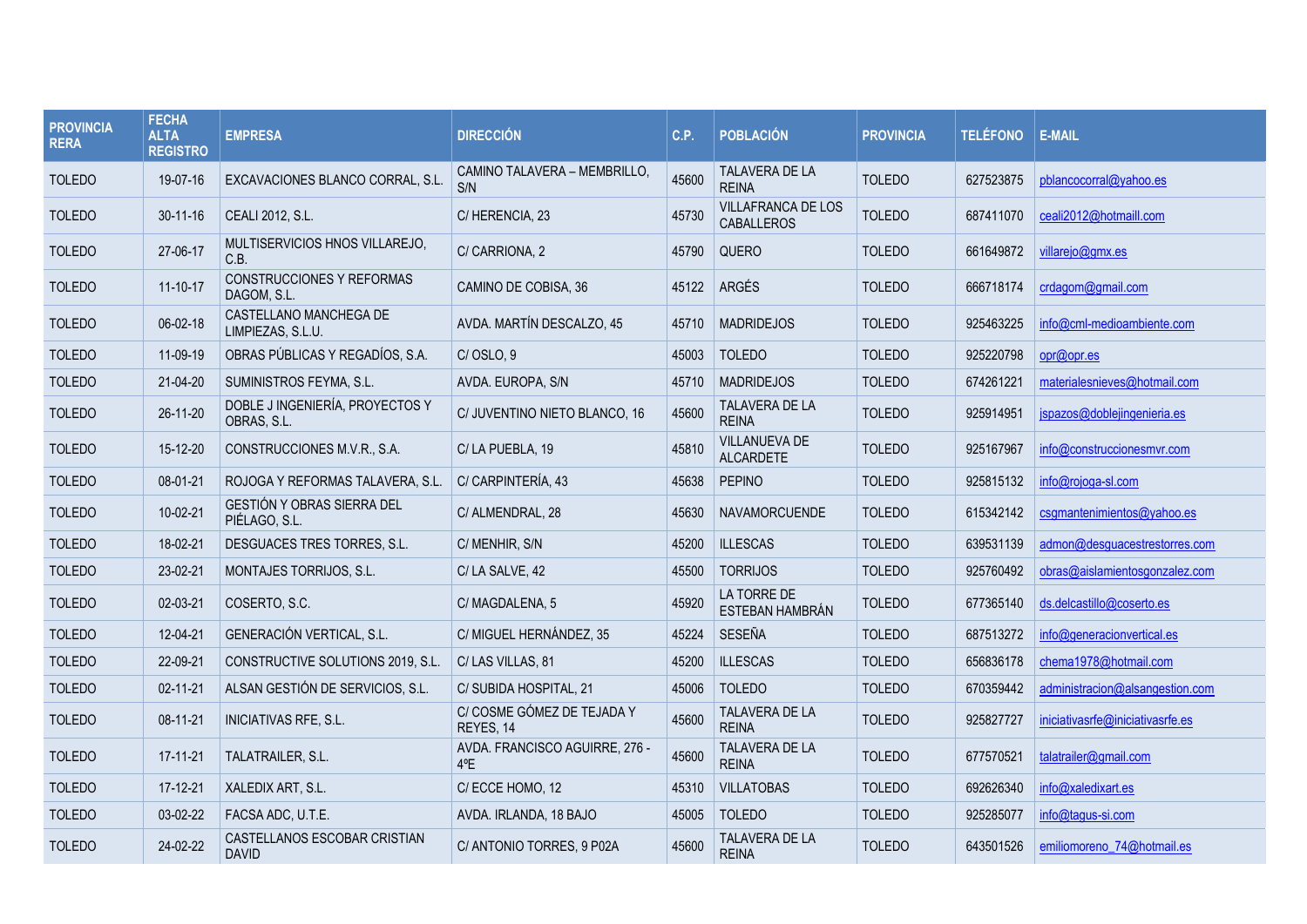| PROVINCIA RERA | FECHA ALTA REGISTRO | EMPRESA | DIRECCIÓN | C.P. | POBLACIÓN | PROVINCIA | TELÉFONO | E-MAIL |
|---|---|---|---|---|---|---|---|---|
| TOLEDO | 19-07-16 | EXCAVACIONES BLANCO CORRAL, S.L. | CAMINO TALAVERA – MEMBRILLO, S/N | 45600 | TALAVERA DE LA REINA | TOLEDO | 627523875 | pblancocorral@yahoo.es |
| TOLEDO | 30-11-16 | CEALI 2012, S.L. | C/ HERENCIA, 23 | 45730 | VILLAFRANCA DE LOS CABALLEROS | TOLEDO | 687411070 | ceali2012@hotmaill.com |
| TOLEDO | 27-06-17 | MULTISERVICIOS HNOS VILLAREJO, C.B. | C/ CARRIONA, 2 | 45790 | QUERO | TOLEDO | 661649872 | villarejo@gmx.es |
| TOLEDO | 11-10-17 | CONSTRUCCIONES Y REFORMAS DAGOM, S.L. | CAMINO DE COBISA, 36 | 45122 | ARGÉS | TOLEDO | 666718174 | crdagom@gmail.com |
| TOLEDO | 06-02-18 | CASTELLANO MANCHEGA DE LIMPIEZAS, S.L.U. | AVDA. MARTÍN DESCALZO, 45 | 45710 | MADRIDEJOS | TOLEDO | 925463225 | info@cml-medioambiente.com |
| TOLEDO | 11-09-19 | OBRAS PÚBLICAS Y REGADÍOS, S.A. | C/ OSLO, 9 | 45003 | TOLEDO | TOLEDO | 925220798 | opr@opr.es |
| TOLEDO | 21-04-20 | SUMINISTROS FEYMA, S.L. | AVDA. EUROPA, S/N | 45710 | MADRIDEJOS | TOLEDO | 674261221 | materialesnieves@hotmail.com |
| TOLEDO | 26-11-20 | DOBLE J INGENIERÍA, PROYECTOS Y OBRAS, S.L. | C/ JUVENTINO NIETO BLANCO, 16 | 45600 | TALAVERA DE LA REINA | TOLEDO | 925914951 | jspazos@doblejingenieria.es |
| TOLEDO | 15-12-20 | CONSTRUCCIONES M.V.R., S.A. | C/ LA PUEBLA, 19 | 45810 | VILLANUEVA DE ALCARDETE | TOLEDO | 925167967 | info@construccionesmvr.com |
| TOLEDO | 08-01-21 | ROJOGA Y REFORMAS TALAVERA, S.L. | C/ CARPINTERÍA, 43 | 45638 | PEPINO | TOLEDO | 925815132 | info@rojoga-sl.com |
| TOLEDO | 10-02-21 | GESTIÓN Y OBRAS SIERRA DEL PIÉLAGO, S.L. | C/ ALMENDRAL, 28 | 45630 | NAVAMORCUENDE | TOLEDO | 615342142 | csgmantenimientos@yahoo.es |
| TOLEDO | 18-02-21 | DESGUACES TRES TORRES, S.L. | C/ MENHIR, S/N | 45200 | ILLESCAS | TOLEDO | 639531139 | admon@desguacestrestorres.com |
| TOLEDO | 23-02-21 | MONTAJES TORRIJOS, S.L. | C/ LA SALVE, 42 | 45500 | TORRIJOS | TOLEDO | 925760492 | obras@aislamientosgonzalez.com |
| TOLEDO | 02-03-21 | COSERTO, S.C. | C/ MAGDALENA, 5 | 45920 | LA TORRE DE ESTEBAN HAMBRÁN | TOLEDO | 677365140 | ds.delcastillo@coserto.es |
| TOLEDO | 12-04-21 | GENERACIÓN VERTICAL, S.L. | C/ MIGUEL HERNÁNDEZ, 35 | 45224 | SESEÑA | TOLEDO | 687513272 | info@generacionvertical.es |
| TOLEDO | 22-09-21 | CONSTRUCTIVE SOLUTIONS 2019, S.L. | C/ LAS VILLAS, 81 | 45200 | ILLESCAS | TOLEDO | 656836178 | chema1978@hotmail.com |
| TOLEDO | 02-11-21 | ALSAN GESTIÓN DE SERVICIOS, S.L. | C/ SUBIDA HOSPITAL, 21 | 45006 | TOLEDO | TOLEDO | 670359442 | administracion@alsangestion.com |
| TOLEDO | 08-11-21 | INICIATIVAS RFE, S.L. | C/ COSME GÓMEZ DE TEJADA Y REYES, 14 | 45600 | TALAVERA DE LA REINA | TOLEDO | 925827727 | iniciativasrfe@iniciativasrfe.es |
| TOLEDO | 17-11-21 | TALATRAILER, S.L. | AVDA. FRANCISCO AGUIRRE, 276 - 4ºE | 45600 | TALAVERA DE LA REINA | TOLEDO | 677570521 | talatrailer@gmail.com |
| TOLEDO | 17-12-21 | XALEDIX ART, S.L. | C/ ECCE HOMO, 12 | 45310 | VILLATOBAS | TOLEDO | 692626340 | info@xaledixart.es |
| TOLEDO | 03-02-22 | FACSA ADC, U.T.E. | AVDA. IRLANDA, 18 BAJO | 45005 | TOLEDO | TOLEDO | 925285077 | info@tagus-si.com |
| TOLEDO | 24-02-22 | CASTELLANOS ESCOBAR CRISTIAN DAVID | C/ ANTONIO TORRES, 9 P02A | 45600 | TALAVERA DE LA REINA | TOLEDO | 643501526 | emiliomoreno_74@hotmail.es |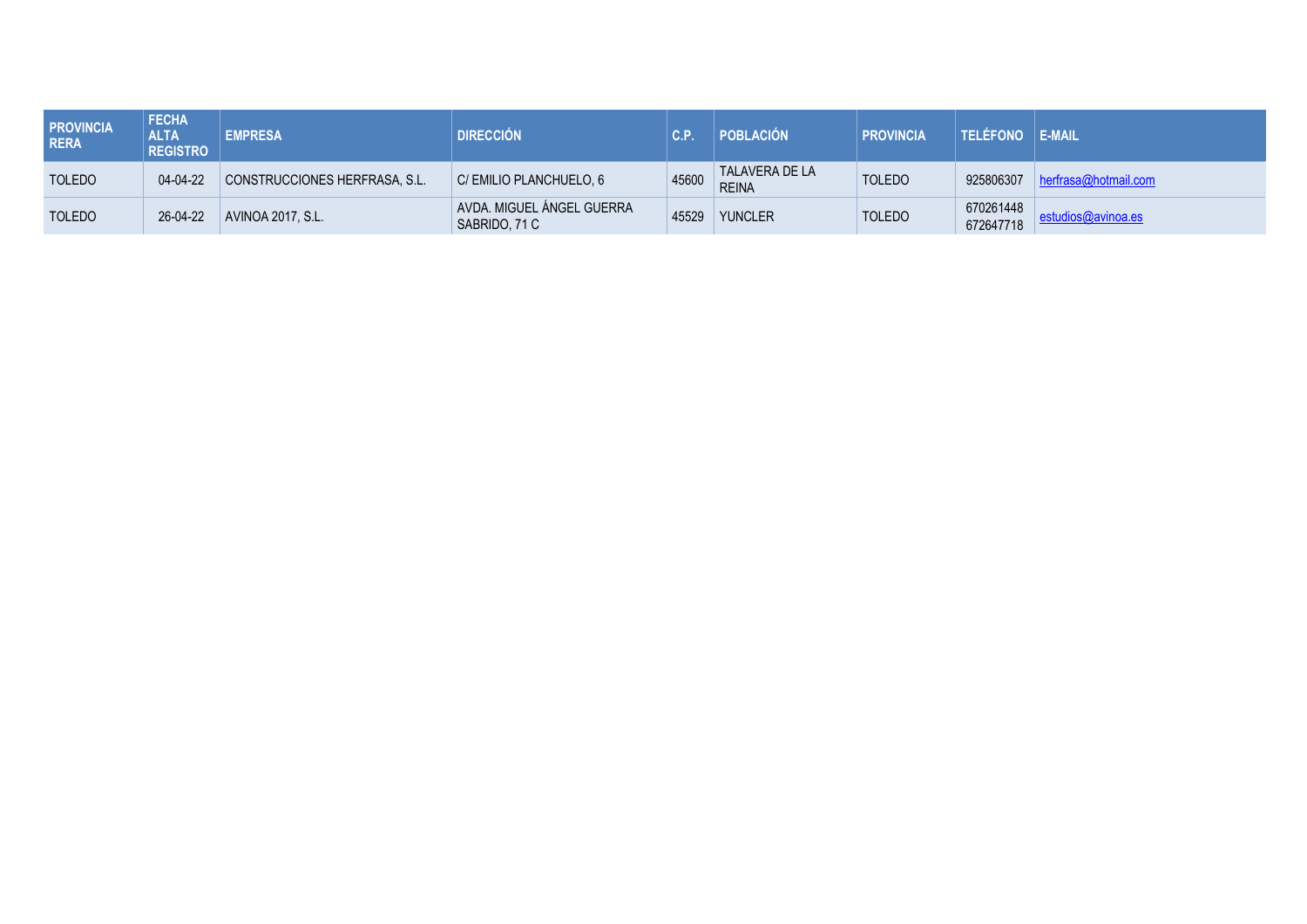| PROVINCIA RERA | FECHA ALTA REGISTRO | EMPRESA | DIRECCIÓN | C.P. | POBLACIÓN | PROVINCIA | TELÉFONO | E-MAIL |
|---|---|---|---|---|---|---|---|---|
| TOLEDO | 04-04-22 | CONSTRUCCIONES HERFRASA, S.L. | C/ EMILIO PLANCHUELO, 6 | 45600 | TALAVERA DE LA REINA | TOLEDO | 925806307 | herfrasa@hotmail.com |
| TOLEDO | 26-04-22 | AVINOA 2017, S.L. | AVDA. MIGUEL ÁNGEL GUERRA SABRIDO, 71 C | 45529 | YUNCLER | TOLEDO | 670261448 672647718 | estudios@avinoa.es |